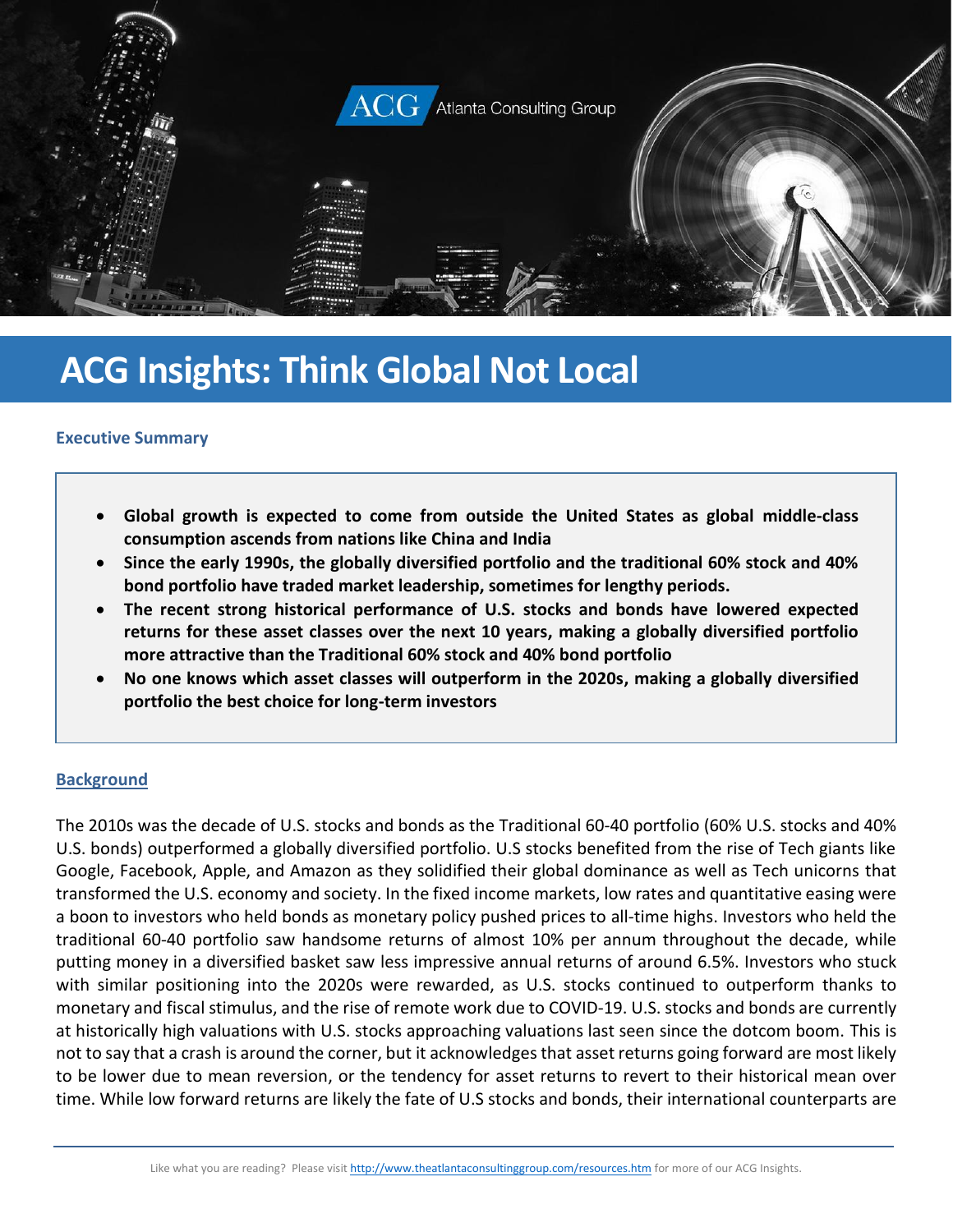# ACG Insights: Think Global Not Local

### Executive Summary

- **Global growth is expected to come from outside the United States as global middle-class consumption ascends from nations like China and India**
- **Since the early 1990s, the globally diversified portfolio and the traditional 60% stock and 40% bond portfolio have traded market leadership, sometimes for lengthy periods.**
- **The recent strong historical performance of U.S. stocks and bonds have lowered expected returns for these asset classes over the next 10 years, making a globally diversified portfolio more attractive than the Traditional 60% stock and 40% bond portfolio**
- **No one knows which asset classes will outperform in the 2020s, making a globally diversified portfolio the best choice for long-term investors**

### Background

The 2010s was the decade of U.S. stocks and bonds as the Traditional 60-40 portfolio (60% U.S. stocks and 40% U.S. bonds) outperformed a globally diversified portfolio. U.S stocks benefited from the rise of Tech giants like Google, Facebook, Apple, and Amazon as they solidified their global dominance as well as Tech unicorns that transformed the U.S. economy and society. In the fixed income markets, low rates and quantitative easing were a boon to investors who held bonds as monetary policy pushed prices to all-time highs. Investors who held the traditional 60-40 portfolio saw handsome returns of almost 10% per annum throughout the decade, while putting money in a diversified basket saw less impressive annual returns of around 6.5%. Investors who stuck with similar positioning into the 2020s were rewarded, as U.S. stocks continued to outperform thanks to monetary and fiscal stimulus, and the rise of remote work due to COVID-19. U.S. stocks and bonds are currently at historically high valuations with U.S. stocks approaching valuations last seen since the dotcom boom. This is not to say that a crash is around the corner, but it acknowledges that asset returns going forward are most likely to be lower due to mean reversion, or the tendency for asset returns to revert to their historical mean over time. While low forward returns are likely the fate of U.S stocks and bonds, their international counterparts are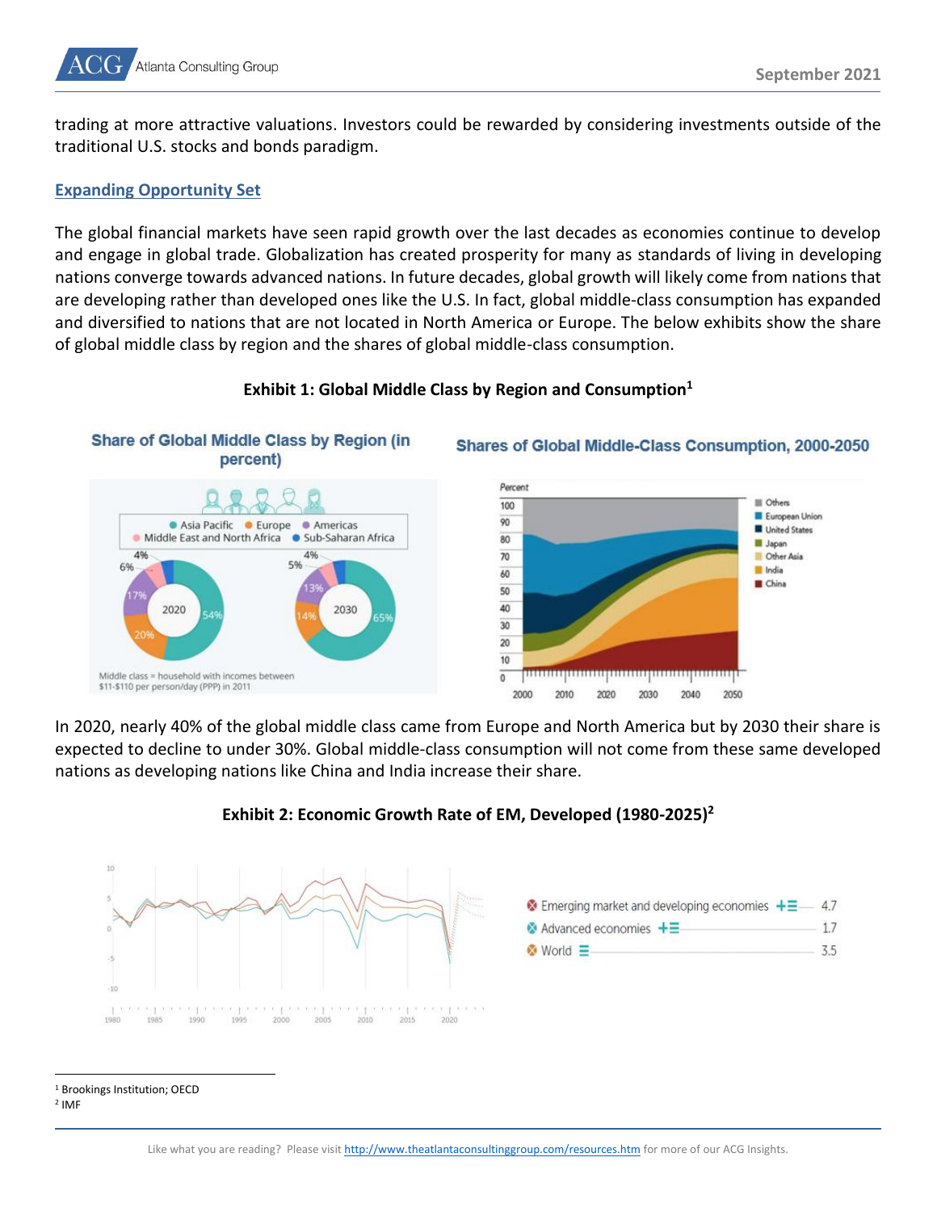trading at more attractive valuations. Investors could be rewarded by considering investments outside of the traditional U.S. stocks and bonds paradigm.

## Expanding Opportunity Set

The global financial markets have seen rapid growth over the last decades as economies continue to develop and engage in global trade. Globalization has created prosperity for many as standards of living in developing nations converge towards advanced nations. In future decades, global growth will likely come from nations that are developing rather than developed ones like the U.S. In fact, global middle-class consumption has expanded and diversified to nations that are not located in North America or Europe. The below exhibits show the share of global middle class by region and the shares of global middle-class consumption.

**Exhibit 1: Global Middle Class by Region and Consumption[1]**

In 2020, nearly 40% of the global middle class came from Europe and North America but by 2030 their share is expected to decline to under 30%. Global middle-class consumption will not come from these same developed nations as developing nations like China and India increase their share.

**Exhibit 2: Economic Growth Rate of EM, Developed (1980-2025)[2]**

---

[1] Brookings Institution; OECD

[2] IMF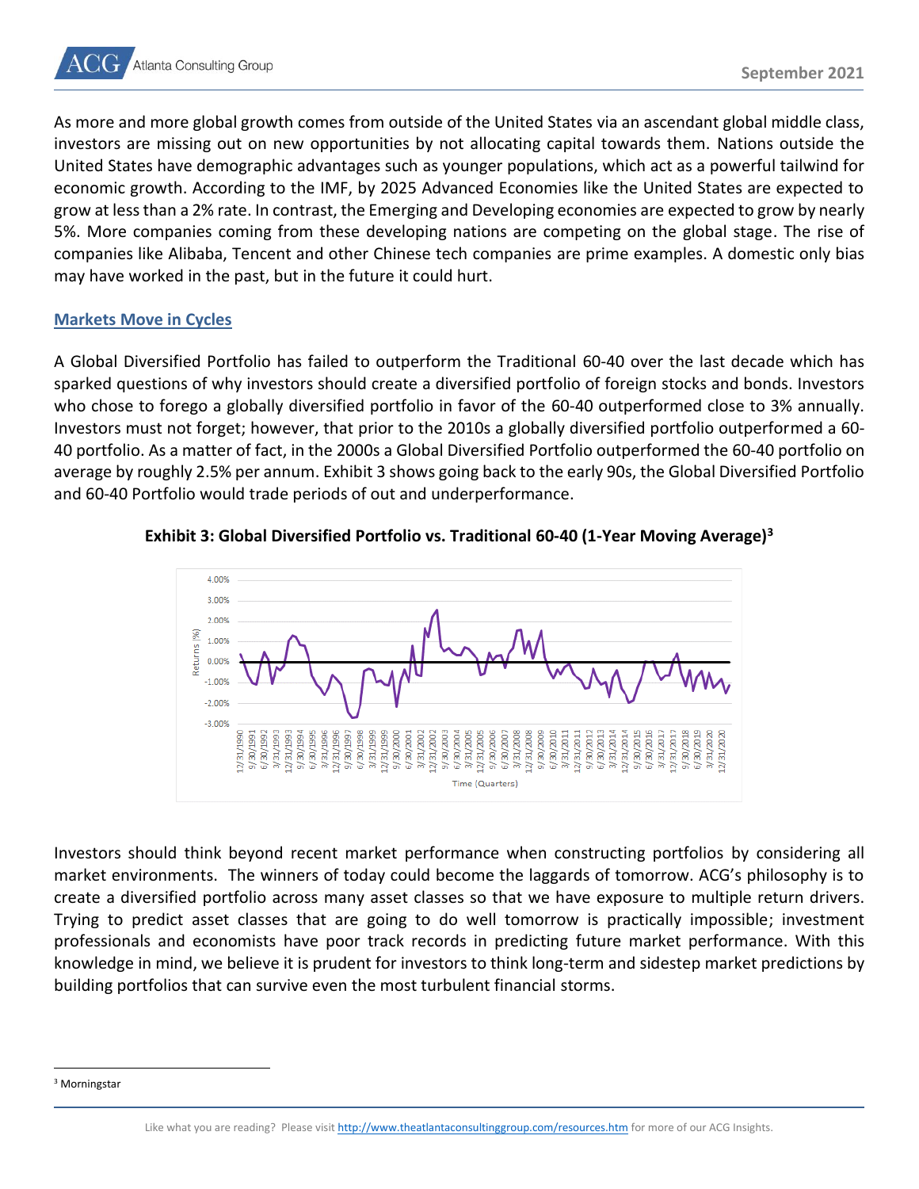As more and more global growth comes from outside of the United States via an ascendant global middle class, investors are missing out on new opportunities by not allocating capital towards them. Nations outside the United States have demographic advantages such as younger populations, which act as a powerful tailwind for economic growth. According to the IMF, by 2025 Advanced Economies like the United States are expected to grow at less than a 2% rate. In contrast, the Emerging and Developing economies are expected to grow by nearly 5%. More companies coming from these developing nations are competing on the global stage. The rise of companies like Alibaba, Tencent and other Chinese tech companies are prime examples. A domestic only bias may have worked in the past, but in the future it could hurt.

## Markets Move in Cycles

A Global Diversified Portfolio has failed to outperform the Traditional 60-40 over the last decade which has sparked questions of why investors should create a diversified portfolio of foreign stocks and bonds. Investors who chose to forego a globally diversified portfolio in favor of the 60-40 outperformed close to 3% annually. Investors must not forget; however, that prior to the 2010s a globally diversified portfolio outperformed a 60-40 portfolio. As a matter of fact, in the 2000s a Global Diversified Portfolio outperformed the 60-40 portfolio on average by roughly 2.5% per annum. Exhibit 3 shows going back to the early 90s, the Global Diversified Portfolio and 60-40 Portfolio would trade periods of out and underperformance.

**Exhibit 3: Global Diversified Portfolio vs. Traditional 60-40 (1-Year Moving Average)[3]**

Investors should think beyond recent market performance when constructing portfolios by considering all market environments. The winners of today could become the laggards of tomorrow. ACG's philosophy is to create a diversified portfolio across many asset classes so that we have exposure to multiple return drivers. Trying to predict asset classes that are going to do well tomorrow is practically impossible; investment professionals and economists have poor track records in predicting future market performance. With this knowledge in mind, we believe it is prudent for investors to think long-term and sidestep market predictions by building portfolios that can survive even the most turbulent financial storms.

[3] Morningstar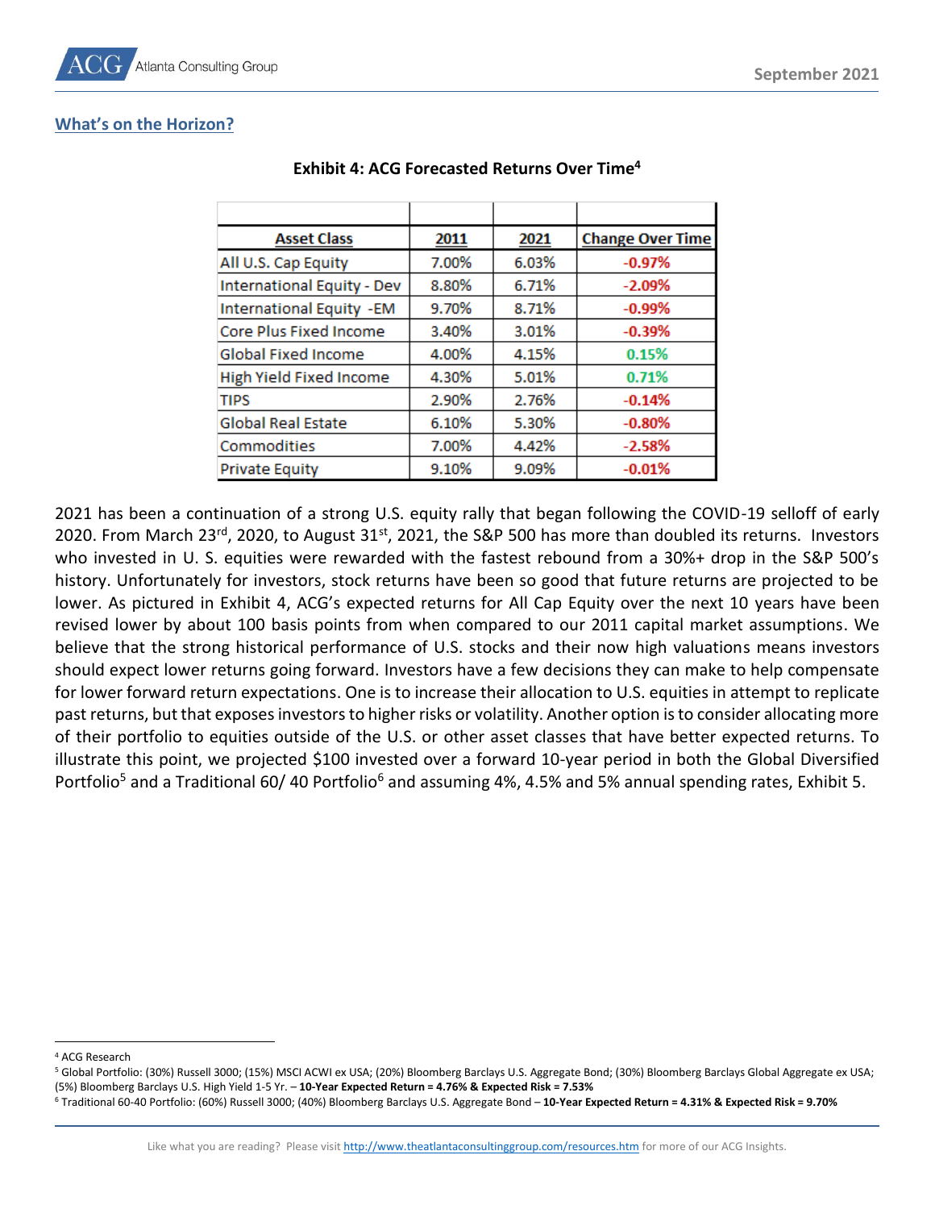## What's on the Horizon?

**Exhibit 4: ACG Forecasted Returns Over Time[4]**

| Asset Class | 2011 | 2021 | Change Over Time |
|---|---|---|---|
| All U.S. Cap Equity | 7.00% | 6.03% | -0.97% |
| International Equity - Dev | 8.80% | 6.71% | -2.09% |
| International Equity -EM | 9.70% | 8.71% | -0.99% |
| Core Plus Fixed Income | 3.40% | 3.01% | -0.39% |
| Global Fixed Income | 4.00% | 4.15% | 0.15% |
| High Yield Fixed Income | 4.30% | 5.01% | 0.71% |
| TIPS | 2.90% | 2.76% | -0.14% |
| Global Real Estate | 6.10% | 5.30% | -0.80% |
| Commodities | 7.00% | 4.42% | -2.58% |
| Private Equity | 9.10% | 9.09% | -0.01% |

2021 has been a continuation of a strong U.S. equity rally that began following the COVID-19 selloff of early 2020. From March 23rd, 2020, to August 31st, 2021, the S&P 500 has more than doubled its returns. Investors who invested in U. S. equities were rewarded with the fastest rebound from a 30%+ drop in the S&P 500's history. Unfortunately for investors, stock returns have been so good that future returns are projected to be lower. As pictured in Exhibit 4, ACG's expected returns for All Cap Equity over the next 10 years have been revised lower by about 100 basis points from when compared to our 2011 capital market assumptions. We believe that the strong historical performance of U.S. stocks and their now high valuations means investors should expect lower returns going forward. Investors have a few decisions they can make to help compensate for lower forward return expectations. One is to increase their allocation to U.S. equities in attempt to replicate past returns, but that exposes investors to higher risks or volatility. Another option is to consider allocating more of their portfolio to equities outside of the U.S. or other asset classes that have better expected returns. To illustrate this point, we projected $100 invested over a forward 10-year period in both the Global Diversified Portfolio[5] and a Traditional 60/ 40 Portfolio[6] and assuming 4%, 4.5% and 5% annual spending rates, Exhibit 5.

---

[4] ACG Research

[5] Global Portfolio: (30%) Russell 3000; (15%) MSCI ACWI ex USA; (20%) Bloomberg Barclays U.S. Aggregate Bond; (30%) Bloomberg Barclays Global Aggregate ex USA; (5%) Bloomberg Barclays U.S. High Yield 1-5 Yr. – **10-Year Expected Return = 4.76% & Expected Risk = 7.53%**

[6] Traditional 60-40 Portfolio: (60%) Russell 3000; (40%) Bloomberg Barclays U.S. Aggregate Bond – **10-Year Expected Return = 4.31% & Expected Risk = 9.70%**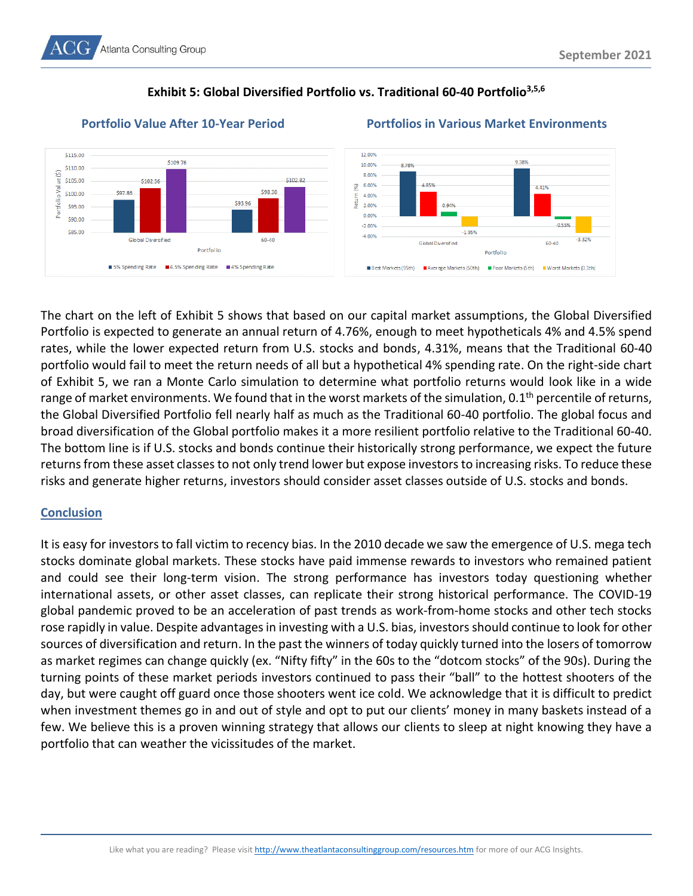**Exhibit 5: Global Diversified Portfolio vs. Traditional 60-40 Portfolio[3,5,6]**

**Portfolio Value After 10-Year Period**

| Portfolio | 5% Spending Rate | 4.5% Spending Rate | 4% Spending Rate |
|---|---|---|---|
| Global Diversified | $97.86 | $102.36 | $109.76 |
| 60-40 | $93.96 | $98.30 | $102.82 |

**Portfolios in Various Market Environments**

| Portfolio | Best Markets (95th) | Average Markets (50th) | Poor Markets (5th) | Worst Markets (0.1th) |
|---|---|---|---|---|
| Global Diversified | 8.78% | 4.85% | 0.94% | -1.95% |
| 60-40 | 9.38% | 4.41% | -0.55% | -3.32% |

The chart on the left of Exhibit 5 shows that based on our capital market assumptions, the Global Diversified Portfolio is expected to generate an annual return of 4.76%, enough to meet hypotheticals 4% and 4.5% spend rates, while the lower expected return from U.S. stocks and bonds, 4.31%, means that the Traditional 60-40 portfolio would fail to meet the return needs of all but a hypothetical 4% spending rate. On the right-side chart of Exhibit 5, we ran a Monte Carlo simulation to determine what portfolio returns would look like in a wide range of market environments. We found that in the worst markets of the simulation, 0.1th percentile of returns, the Global Diversified Portfolio fell nearly half as much as the Traditional 60-40 portfolio. The global focus and broad diversification of the Global portfolio makes it a more resilient portfolio relative to the Traditional 60-40. The bottom line is if U.S. stocks and bonds continue their historically strong performance, we expect the future returns from these asset classes to not only trend lower but expose investors to increasing risks. To reduce these risks and generate higher returns, investors should consider asset classes outside of U.S. stocks and bonds.

## Conclusion

It is easy for investors to fall victim to recency bias. In the 2010 decade we saw the emergence of U.S. mega tech stocks dominate global markets. These stocks have paid immense rewards to investors who remained patient and could see their long-term vision. The strong performance has investors today questioning whether international assets, or other asset classes, can replicate their strong historical performance. The COVID-19 global pandemic proved to be an acceleration of past trends as work-from-home stocks and other tech stocks rose rapidly in value. Despite advantages in investing with a U.S. bias, investors should continue to look for other sources of diversification and return. In the past the winners of today quickly turned into the losers of tomorrow as market regimes can change quickly (ex. "Nifty fifty" in the 60s to the "dotcom stocks" of the 90s). During the turning points of these market periods investors continued to pass their "ball" to the hottest shooters of the day, but were caught off guard once those shooters went ice cold. We acknowledge that it is difficult to predict when investment themes go in and out of style and opt to put our clients' money in many baskets instead of a few. We believe this is a proven winning strategy that allows our clients to sleep at night knowing they have a portfolio that can weather the vicissitudes of the market.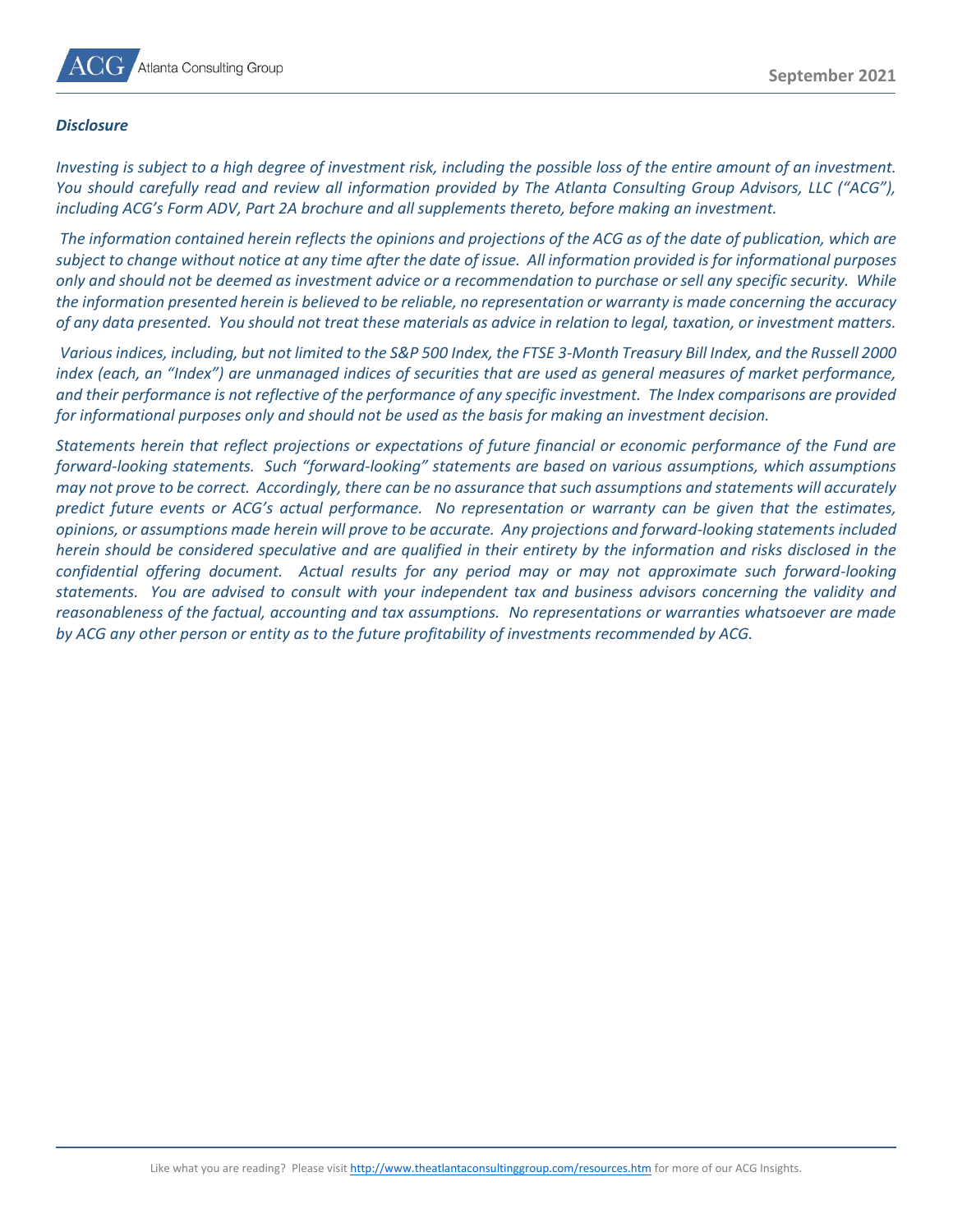***Disclosure***

*Investing is subject to a high degree of investment risk, including the possible loss of the entire amount of an investment. You should carefully read and review all information provided by The Atlanta Consulting Group Advisors, LLC ("ACG"), including ACG's Form ADV, Part 2A brochure and all supplements thereto, before making an investment.*

*The information contained herein reflects the opinions and projections of the ACG as of the date of publication, which are subject to change without notice at any time after the date of issue. All information provided is for informational purposes only and should not be deemed as investment advice or a recommendation to purchase or sell any specific security. While the information presented herein is believed to be reliable, no representation or warranty is made concerning the accuracy of any data presented. You should not treat these materials as advice in relation to legal, taxation, or investment matters.*

*Various indices, including, but not limited to the S&P 500 Index, the FTSE 3-Month Treasury Bill Index, and the Russell 2000 index (each, an "Index") are unmanaged indices of securities that are used as general measures of market performance, and their performance is not reflective of the performance of any specific investment. The Index comparisons are provided for informational purposes only and should not be used as the basis for making an investment decision.*

*Statements herein that reflect projections or expectations of future financial or economic performance of the Fund are forward-looking statements. Such "forward-looking" statements are based on various assumptions, which assumptions may not prove to be correct. Accordingly, there can be no assurance that such assumptions and statements will accurately predict future events or ACG's actual performance. No representation or warranty can be given that the estimates, opinions, or assumptions made herein will prove to be accurate. Any projections and forward-looking statements included herein should be considered speculative and are qualified in their entirety by the information and risks disclosed in the confidential offering document. Actual results for any period may or may not approximate such forward-looking statements. You are advised to consult with your independent tax and business advisors concerning the validity and reasonableness of the factual, accounting and tax assumptions. No representations or warranties whatsoever are made by ACG any other person or entity as to the future profitability of investments recommended by ACG.*